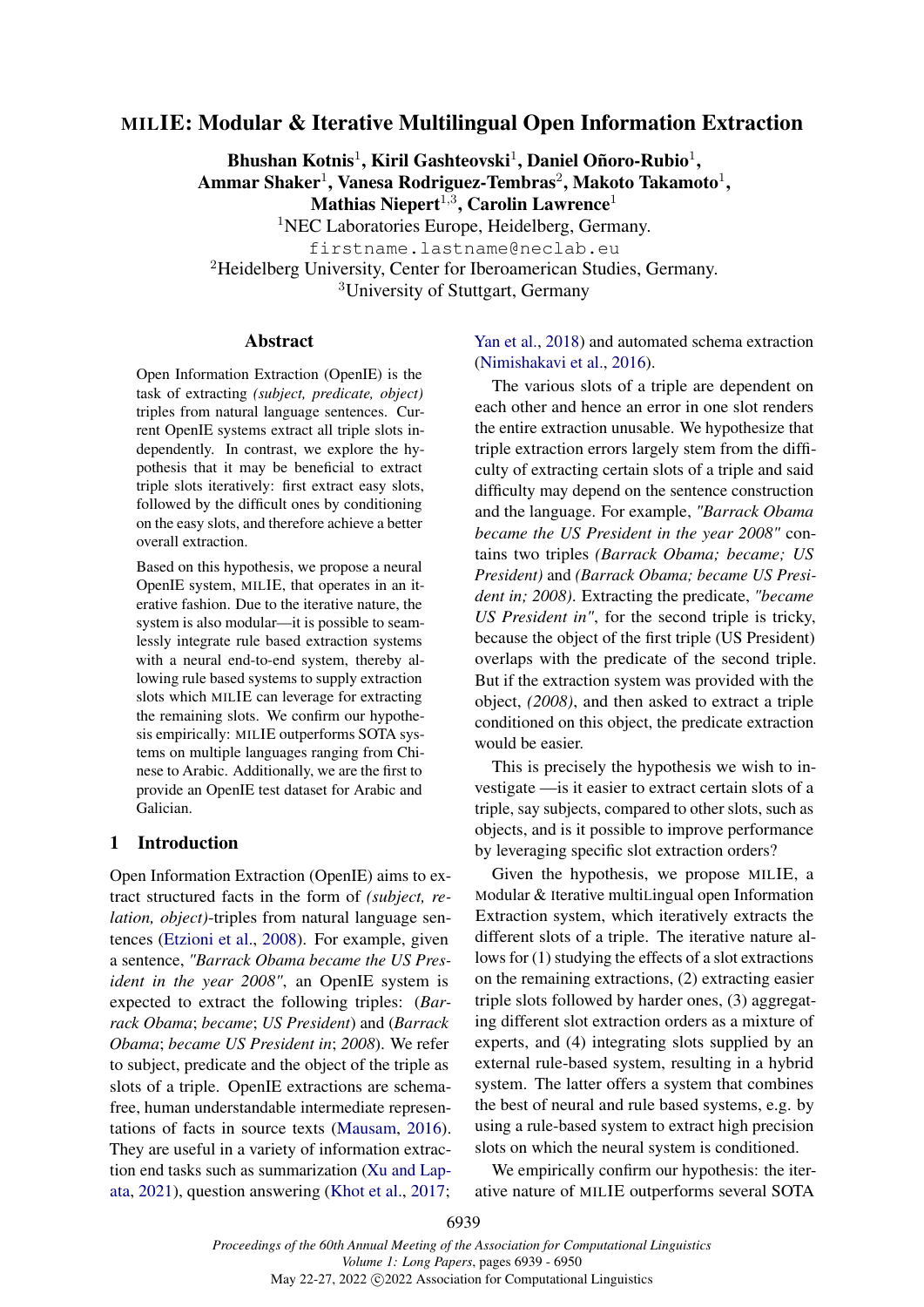# MILIE: Modular & Iterative Multilingual Open Information Extraction

**Bhushan Kotnis[1], Kiril Gashteovski[1], Daniel Oñoro-Rubio[1], Ammar Shaker[1], Vanesa Rodriguez-Tembras[2], Makoto Takamoto[1], Mathias Niepert[1,3], Carolin Lawrence[1]**

[1]NEC Laboratories Europe, Heidelberg, Germany.
firstname.lastname@neclab.eu
[2]Heidelberg University, Center for Iberoamerican Studies, Germany.
[3]University of Stuttgart, Germany

## Abstract

Open Information Extraction (OpenIE) is the task of extracting *(subject, predicate, object)* triples from natural language sentences. Current OpenIE systems extract all triple slots independently. In contrast, we explore the hypothesis that it may be beneficial to extract triple slots iteratively: first extract easy slots, followed by the difficult ones by conditioning on the easy slots, and therefore achieve a better overall extraction.

Based on this hypothesis, we propose a neural OpenIE system, MILIE, that operates in an iterative fashion. Due to the iterative nature, the system is also modular—it is possible to seamlessly integrate rule based extraction systems with a neural end-to-end system, thereby allowing rule based systems to supply extraction slots which MILIE can leverage for extracting the remaining slots. We confirm our hypothesis empirically: MILIE outperforms SOTA systems on multiple languages ranging from Chinese to Arabic. Additionally, we are the first to provide an OpenIE test dataset for Arabic and Galician.

## 1 Introduction

Open Information Extraction (OpenIE) aims to extract structured facts in the form of *(subject, relation, object)*-triples from natural language sentences (Etzioni et al., 2008). For example, given a sentence, *"Barrack Obama became the US President in the year 2008"*, an OpenIE system is expected to extract the following triples: (*Barrack Obama*; *became*; *US President*) and (*Barrack Obama*; *became US President in*; *2008*). We refer to subject, predicate and the object of the triple as slots of a triple. OpenIE extractions are schema-free, human understandable intermediate representations of facts in source texts (Mausam, 2016). They are useful in a variety of information extraction end tasks such as summarization (Xu and Lapata, 2021), question answering (Khot et al., 2017; Yan et al., 2018) and automated schema extraction (Nimishakavi et al., 2016).

The various slots of a triple are dependent on each other and hence an error in one slot renders the entire extraction unusable. We hypothesize that triple extraction errors largely stem from the difficulty of extracting certain slots of a triple and said difficulty may depend on the sentence construction and the language. For example, *"Barrack Obama became the US President in the year 2008"* contains two triples *(Barrack Obama; became; US President)* and *(Barrack Obama; became US President in; 2008)*. Extracting the predicate, *"became US President in"*, for the second triple is tricky, because the object of the first triple (US President) overlaps with the predicate of the second triple. But if the extraction system was provided with the object, *(2008)*, and then asked to extract a triple conditioned on this object, the predicate extraction would be easier.

This is precisely the hypothesis we wish to investigate —is it easier to extract certain slots of a triple, say subjects, compared to other slots, such as objects, and is it possible to improve performance by leveraging specific slot extraction orders?

Given the hypothesis, we propose MILIE, a Modular & Iterative multiLingual open Information Extraction system, which iteratively extracts the different slots of a triple. The iterative nature allows for (1) studying the effects of a slot extractions on the remaining extractions, (2) extracting easier triple slots followed by harder ones, (3) aggregating different slot extraction orders as a mixture of experts, and (4) integrating slots supplied by an external rule-based system, resulting in a hybrid system. The latter offers a system that combines the best of neural and rule based systems, e.g. by using a rule-based system to extract high precision slots on which the neural system is conditioned.

We empirically confirm our hypothesis: the iterative nature of MILIE outperforms several SOTA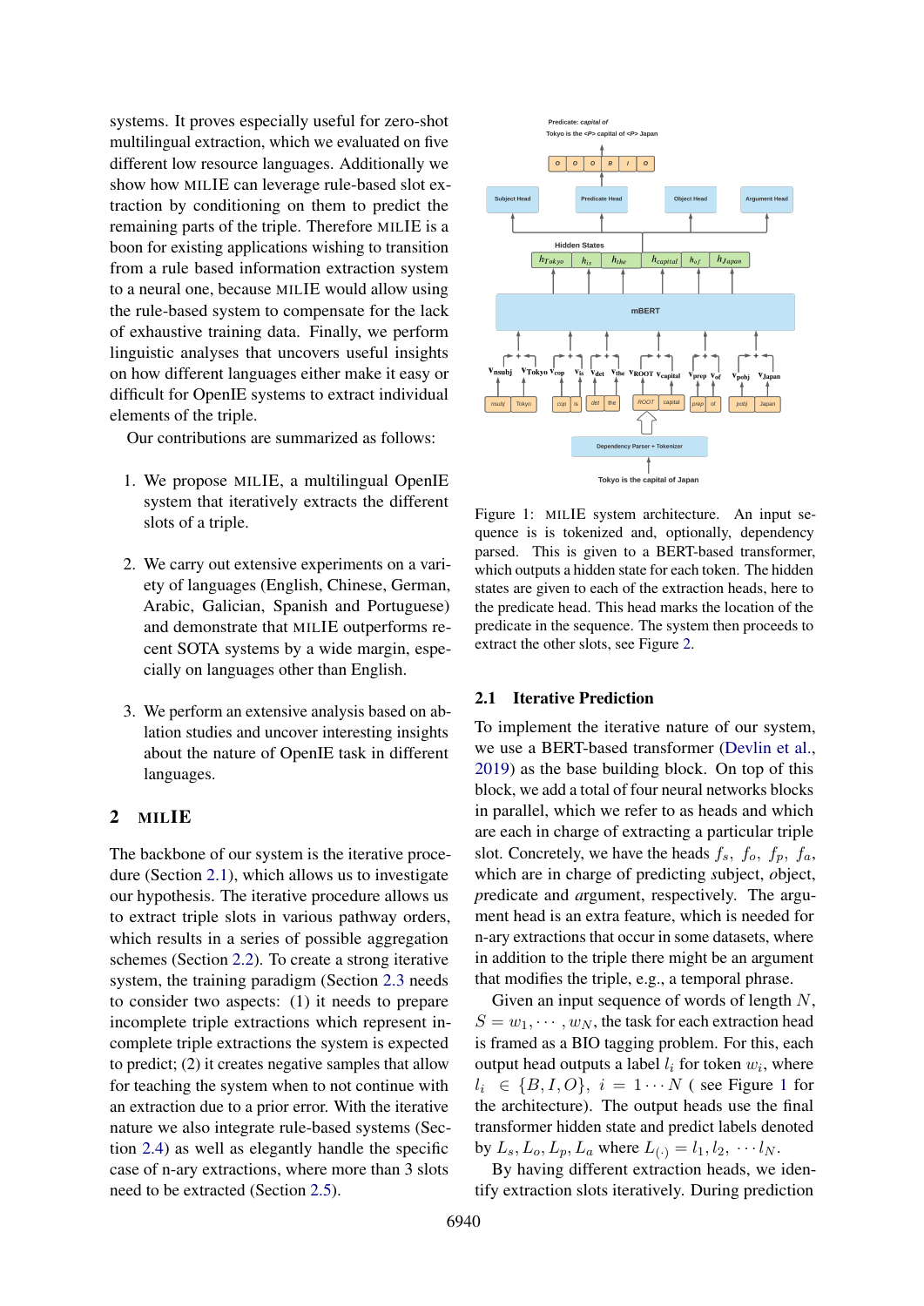systems. It proves especially useful for zero-shot multilingual extraction, which we evaluated on five different low resource languages. Additionally we show how MILIE can leverage rule-based slot extraction by conditioning on them to predict the remaining parts of the triple. Therefore MILIE is a boon for existing applications wishing to transition from a rule based information extraction system to a neural one, because MILIE would allow using the rule-based system to compensate for the lack of exhaustive training data. Finally, we perform linguistic analyses that uncovers useful insights on how different languages either make it easy or difficult for OpenIE systems to extract individual elements of the triple.

Our contributions are summarized as follows:

1. We propose MILIE, a multilingual OpenIE system that iteratively extracts the different slots of a triple.

2. We carry out extensive experiments on a variety of languages (English, Chinese, German, Arabic, Galician, Spanish and Portuguese) and demonstrate that MILIE outperforms recent SOTA systems by a wide margin, especially on languages other than English.

3. We perform an extensive analysis based on ablation studies and uncover interesting insights about the nature of OpenIE task in different languages.

## 2 MILIE

The backbone of our system is the iterative procedure (Section 2.1), which allows us to investigate our hypothesis. The iterative procedure allows us to extract triple slots in various pathway orders, which results in a series of possible aggregation schemes (Section 2.2). To create a strong iterative system, the training paradigm (Section 2.3 needs to consider two aspects: (1) it needs to prepare incomplete triple extractions which represent incomplete triple extractions the system is expected to predict; (2) it creates negative samples that allow for teaching the system when to not continue with an extraction due to a prior error. With the iterative nature we also integrate rule-based systems (Section 2.4) as well as elegantly handle the specific case of n-ary extractions, where more than 3 slots need to be extracted (Section 2.5).

Figure 1: MILIE system architecture. An input sequence is is tokenized and, optionally, dependency parsed. This is given to a BERT-based transformer, which outputs a hidden state for each token. The hidden states are given to each of the extraction heads, here to the predicate head. This head marks the location of the predicate in the sequence. The system then proceeds to extract the other slots, see Figure 2.

### 2.1 Iterative Prediction

To implement the iterative nature of our system, we use a BERT-based transformer (Devlin et al., 2019) as the base building block. On top of this block, we add a total of four neural networks blocks in parallel, which we refer to as heads and which are each in charge of extracting a particular triple slot. Concretely, we have the heads $f_s$, $f_o$, $f_p$, $f_a$, which are in charge of predicting *s*ubject, *o*bject, *p*redicate and *a*rgument, respectively. The argument head is an extra feature, which is needed for n-ary extractions that occur in some datasets, where in addition to the triple there might be an argument that modifies the triple, e.g., a temporal phrase.

Given an input sequence of words of length $N$, $S = w_1, \cdots, w_N$, the task for each extraction head is framed as a BIO tagging problem. For this, each output head outputs a label $l_i$ for token $w_i$, where $l_i \in \{B, I, O\}$, $i = 1 \cdots N$ ( see Figure 1 for the architecture). The output heads use the final transformer hidden state and predict labels denoted by $L_s, L_o, L_p, L_a$ where $L_{(\cdot)} = l_1, l_2, \cdots l_N$.

By having different extraction heads, we identify extraction slots iteratively. During prediction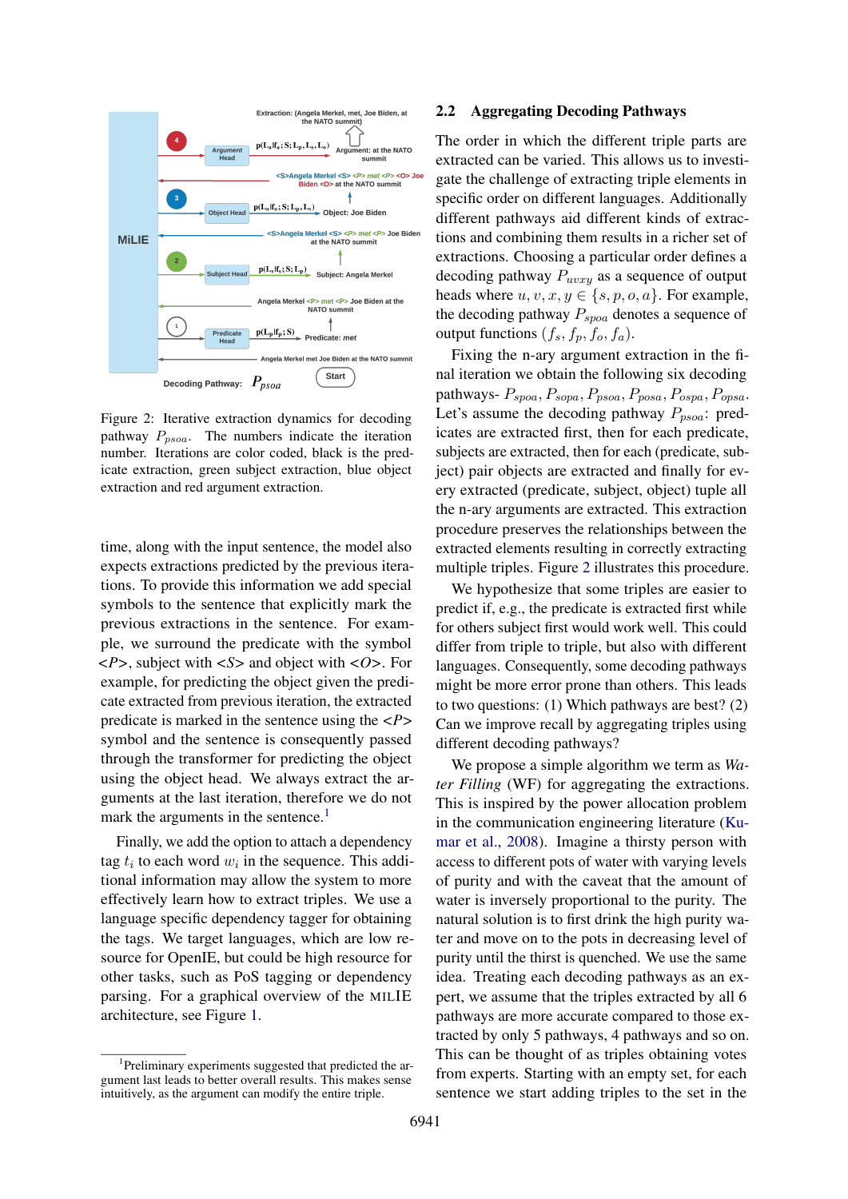Figure 2: Iterative extraction dynamics for decoding pathway $P_{psoa}$. The numbers indicate the iteration number. Iterations are color coded, black is the predicate extraction, green subject extraction, blue object extraction and red argument extraction.

time, along with the input sentence, the model also expects extractions predicted by the previous iterations. To provide this information we add special symbols to the sentence that explicitly mark the previous extractions in the sentence. For example, we surround the predicate with the symbol <*P*>, subject with <*S*> and object with <*O*>. For example, for predicting the object given the predicate extracted from previous iteration, the extracted predicate is marked in the sentence using the <*P*> symbol and the sentence is consequently passed through the transformer for predicting the object using the object head. We always extract the arguments at the last iteration, therefore we do not mark the arguments in the sentence.[1]

Finally, we add the option to attach a dependency tag $t_i$ to each word $w_i$ in the sequence. This additional information may allow the system to more effectively learn how to extract triples. We use a language specific dependency tagger for obtaining the tags. We target languages, which are low resource for OpenIE, but could be high resource for other tasks, such as PoS tagging or dependency parsing. For a graphical overview of the MILIE architecture, see Figure 1.

[1]Preliminary experiments suggested that predicted the argument last leads to better overall results. This makes sense intuitively, as the argument can modify the entire triple.

## 2.2 Aggregating Decoding Pathways

The order in which the different triple parts are extracted can be varied. This allows us to investigate the challenge of extracting triple elements in specific order on different languages. Additionally different pathways aid different kinds of extractions and combining them results in a richer set of extractions. Choosing a particular order defines a decoding pathway $P_{uvxy}$ as a sequence of output heads where $u, v, x, y \in \{s, p, o, a\}$. For example, the decoding pathway $P_{spoa}$ denotes a sequence of output functions $(f_s, f_p, f_o, f_a)$.

Fixing the n-ary argument extraction in the final iteration we obtain the following six decoding pathways- $P_{spoa}, P_{sopa}, P_{psoa}, P_{posa}, P_{ospa}, P_{opsa}$. Let's assume the decoding pathway $P_{psoa}$: predicates are extracted first, then for each predicate, subjects are extracted, then for each (predicate, subject) pair objects are extracted and finally for every extracted (predicate, subject, object) tuple all the n-ary arguments are extracted. This extraction procedure preserves the relationships between the extracted elements resulting in correctly extracting multiple triples. Figure 2 illustrates this procedure.

We hypothesize that some triples are easier to predict if, e.g., the predicate is extracted first while for others subject first would work well. This could differ from triple to triple, but also with different languages. Consequently, some decoding pathways might be more error prone than others. This leads to two questions: (1) Which pathways are best? (2) Can we improve recall by aggregating triples using different decoding pathways?

We propose a simple algorithm we term as *Water Filling* (WF) for aggregating the extractions. This is inspired by the power allocation problem in the communication engineering literature (Kumar et al., 2008). Imagine a thirsty person with access to different pots of water with varying levels of purity and with the caveat that the amount of water is inversely proportional to the purity. The natural solution is to first drink the high purity water and move on to the pots in decreasing level of purity until the thirst is quenched. We use the same idea. Treating each decoding pathways as an expert, we assume that the triples extracted by all 6 pathways are more accurate compared to those extracted by only 5 pathways, 4 pathways and so on. This can be thought of as triples obtaining votes from experts. Starting with an empty set, for each sentence we start adding triples to the set in the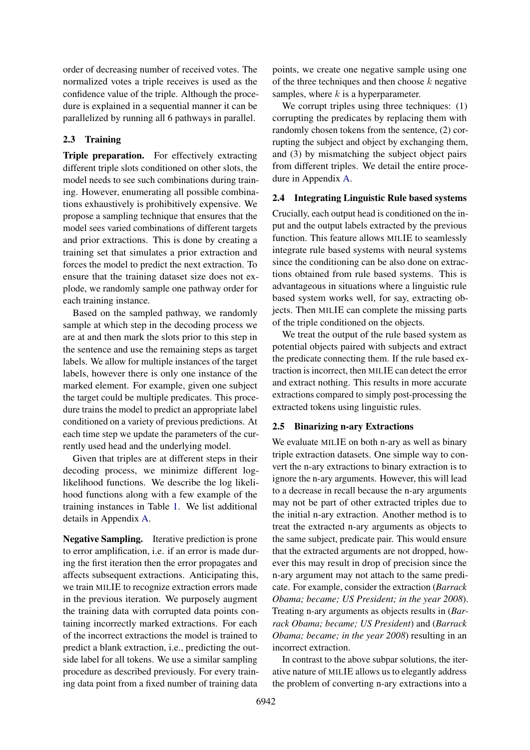order of decreasing number of received votes. The normalized votes a triple receives is used as the confidence value of the triple. Although the procedure is explained in a sequential manner it can be parallelized by running all 6 pathways in parallel.

### 2.3 Training

**Triple preparation.** For effectively extracting different triple slots conditioned on other slots, the model needs to see such combinations during training. However, enumerating all possible combinations exhaustively is prohibitively expensive. We propose a sampling technique that ensures that the model sees varied combinations of different targets and prior extractions. This is done by creating a training set that simulates a prior extraction and forces the model to predict the next extraction. To ensure that the training dataset size does not explode, we randomly sample one pathway order for each training instance.

Based on the sampled pathway, we randomly sample at which step in the decoding process we are at and then mark the slots prior to this step in the sentence and use the remaining steps as target labels. We allow for multiple instances of the target labels, however there is only one instance of the marked element. For example, given one subject the target could be multiple predicates. This procedure trains the model to predict an appropriate label conditioned on a variety of previous predictions. At each time step we update the parameters of the currently used head and the underlying model.

Given that triples are at different steps in their decoding process, we minimize different log-likelihood functions. We describe the log likelihood functions along with a few example of the training instances in Table 1. We list additional details in Appendix A.

**Negative Sampling.** Iterative prediction is prone to error amplification, i.e. if an error is made during the first iteration then the error propagates and affects subsequent extractions. Anticipating this, we train MILIE to recognize extraction errors made in the previous iteration. We purposely augment the training data with corrupted data points containing incorrectly marked extractions. For each of the incorrect extractions the model is trained to predict a blank extraction, i.e., predicting the outside label for all tokens. We use a similar sampling procedure as described previously. For every training data point from a fixed number of training data points, we create one negative sample using one of the three techniques and then choose $k$ negative samples, where $k$ is a hyperparameter.

We corrupt triples using three techniques: (1) corrupting the predicates by replacing them with randomly chosen tokens from the sentence, (2) corrupting the subject and object by exchanging them, and (3) by mismatching the subject object pairs from different triples. We detail the entire procedure in Appendix A.

### 2.4 Integrating Linguistic Rule based systems

Crucially, each output head is conditioned on the input and the output labels extracted by the previous function. This feature allows MILIE to seamlessly integrate rule based systems with neural systems since the conditioning can be also done on extractions obtained from rule based systems. This is advantageous in situations where a linguistic rule based system works well, for say, extracting objects. Then MILIE can complete the missing parts of the triple conditioned on the objects.

We treat the output of the rule based system as potential objects paired with subjects and extract the predicate connecting them. If the rule based extraction is incorrect, then MILIE can detect the error and extract nothing. This results in more accurate extractions compared to simply post-processing the extracted tokens using linguistic rules.

### 2.5 Binarizing n-ary Extractions

We evaluate MILIE on both n-ary as well as binary triple extraction datasets. One simple way to convert the n-ary extractions to binary extraction is to ignore the n-ary arguments. However, this will lead to a decrease in recall because the n-ary arguments may not be part of other extracted triples due to the initial n-ary extraction. Another method is to treat the extracted n-ary arguments as objects to the same subject, predicate pair. This would ensure that the extracted arguments are not dropped, however this may result in drop of precision since the n-ary argument may not attach to the same predicate. For example, consider the extraction (*Barrack Obama; became; US President; in the year 2008*). Treating n-ary arguments as objects results in (*Barrack Obama; became; US President*) and (*Barrack Obama; became; in the year 2008*) resulting in an incorrect extraction.

In contrast to the above subpar solutions, the iterative nature of MILIE allows us to elegantly address the problem of converting n-ary extractions into a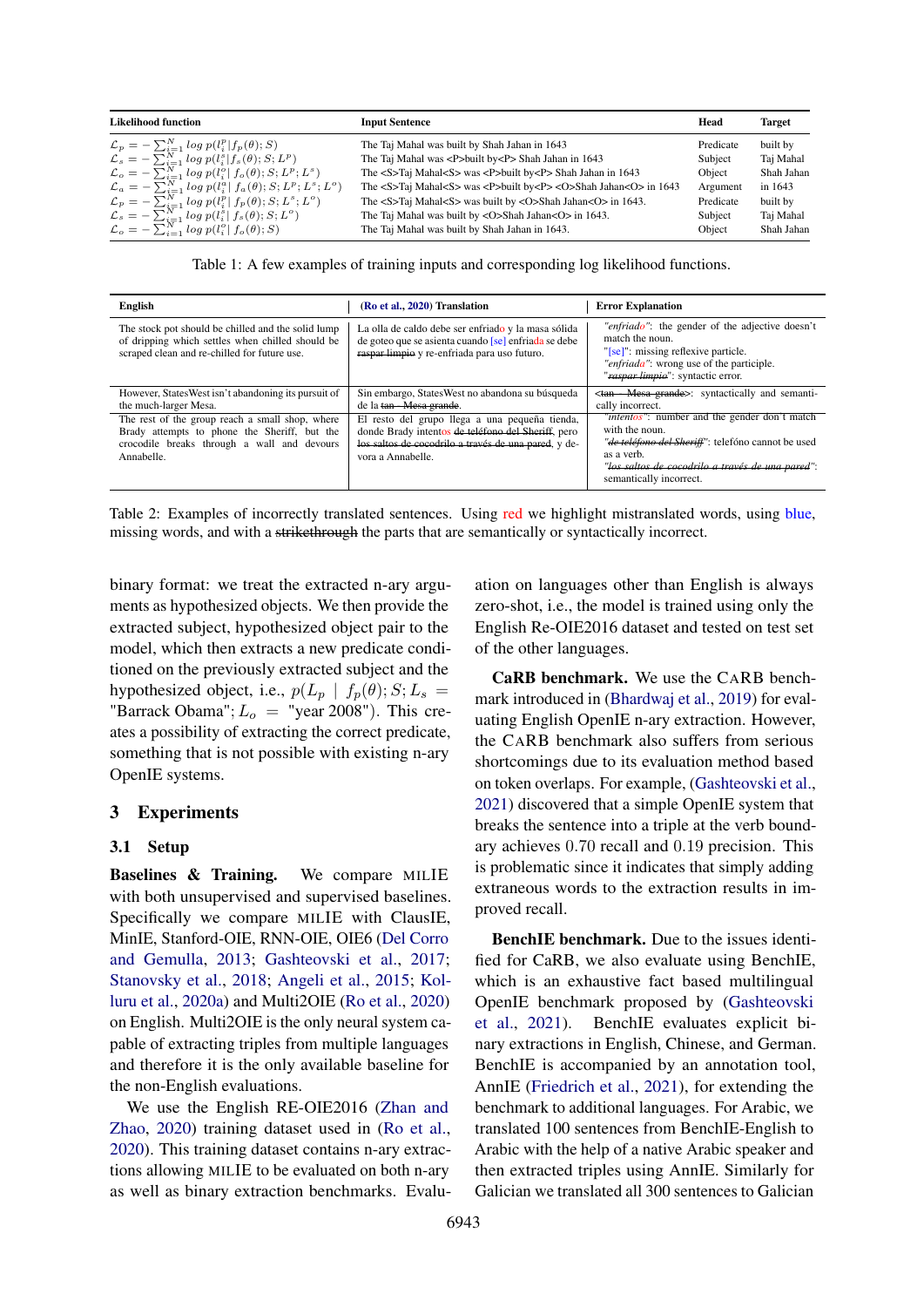| Likelihood function | Input Sentence | Head | Target |
|---|---|---|---|
| $\mathcal{L}_p = -\sum_{i=1}^{N} \log p(l_i^p \| f_p(\theta); S)$ | The Taj Mahal was built by Shah Jahan in 1643 | Predicate | built by |
| $\mathcal{L}_s = -\sum_{i=1}^{N} \log p(l_i^s \| f_s(\theta); S; L^p)$ | The Taj Mahal was <P>built by<P> Shah Jahan in 1643 | Subject | Taj Mahal |
| $\mathcal{L}_o = -\sum_{i=1}^{N} \log p(l_i^o \| f_o(\theta); S; L^p; L^s)$ | The <S>Taj Mahal<S> was <P>built by<P> Shah Jahan in 1643 | Object | Shah Jahan |
| $\mathcal{L}_a = -\sum_{i=1}^{N} \log p(l_i^a \| f_a(\theta); S; L^p; L^s; L^o)$ | The <S>Taj Mahal<S> was <P>built by<P> <O>Shah Jahan<O> in 1643 | Argument | in 1643 |
| $\mathcal{L}_p = -\sum_{i=1}^{N} \log p(l_i^p \| f_p(\theta); S; L^s; L^o)$ | The <S>Taj Mahal<S> was built by <O>Shah Jahan<O> in 1643. | Predicate | built by |
| $\mathcal{L}_s = -\sum_{i=1}^{N} \log p(l_i^s \| f_s(\theta); S; L^o)$ | The Taj Mahal was built by <O>Shah Jahan<O> in 1643. | Subject | Taj Mahal |
| $\mathcal{L}_o = -\sum_{i=1}^{N} \log p(l_i^o \| f_o(\theta); S)$ | The Taj Mahal was built by Shah Jahan in 1643. | Object | Shah Jahan |

Table 1: A few examples of training inputs and corresponding log likelihood functions.

| English | (Ro et al., 2020) Translation | Error Explanation |
|---|---|---|
| The stock pot should be chilled and the solid lump of dripping which settles when chilled should be scraped clean and re-chilled for future use. | La olla de caldo debe ser enfriado y la masa sólida de goteo que se asienta cuando [se] enfriada se debe ~~raspar limpio~~ y re-enfriada para uso futuro. | *"enfriado"*: the gender of the adjective doesn't match the noun. "[se]": missing reflexive particle. *"enfriada"*: wrong use of the participle. "~~raspar limpio~~": syntactic error. |
| However, StatesWest isn't abandoning its pursuit of the much-larger Mesa. | Sin embargo, StatesWest no abandona su búsqueda de la ~~tan - Mesa grande~~. | <~~tan - Mesa grande~~>: syntactically and semantically incorrect. |
| The rest of the group reach a small shop, where Brady attempts to phone the Sheriff, but the crocodile breaks through a wall and devours Annabelle. | El resto del grupo llega a una pequeña tienda, donde Brady intentos ~~de teléfono del Sheriff~~, pero ~~los saltos de cocodrilo a través de una pared~~, y devora a Annabelle. | *"intentos"*: number and the gender don't match with the noun. *"~~de teléfono del Sheriff~~"*: teléfono cannot be used as a verb. *"~~los saltos de cocodrilo a través de una pared~~"*: semantically incorrect. |

Table 2: Examples of incorrectly translated sentences. Using red we highlight mistranslated words, using blue, missing words, and with a ~~strikethrough~~ the parts that are semantically or syntactically incorrect.

binary format: we treat the extracted n-ary arguments as hypothesized objects. We then provide the extracted subject, hypothesized object pair to the model, which then extracts a new predicate conditioned on the previously extracted subject and the hypothesized object, i.e., $p(L_p \mid f_p(\theta); S; L_s =$ "Barrack Obama"; $L_o =$ "year 2008"). This creates a possibility of extracting the correct predicate, something that is not possible with existing n-ary OpenIE systems.

## 3 Experiments

### 3.1 Setup

**Baselines & Training.** We compare MILIE with both unsupervised and supervised baselines. Specifically we compare MILIE with ClausIE, MinIE, Stanford-OIE, RNN-OIE, OIE6 (Del Corro and Gemulla, 2013; Gashteovski et al., 2017; Stanovsky et al., 2018; Angeli et al., 2015; Kolluru et al., 2020a) and Multi2OIE (Ro et al., 2020) on English. Multi2OIE is the only neural system capable of extracting triples from multiple languages and therefore it is the only available baseline for the non-English evaluations.

We use the English RE-OIE2016 (Zhan and Zhao, 2020) training dataset used in (Ro et al., 2020). This training dataset contains n-ary extractions allowing MILIE to be evaluated on both n-ary as well as binary extraction benchmarks. Evaluation on languages other than English is always zero-shot, i.e., the model is trained using only the English Re-OIE2016 dataset and tested on test set of the other languages.

**CaRB benchmark.** We use the CaRB benchmark introduced in (Bhardwaj et al., 2019) for evaluating English OpenIE n-ary extraction. However, the CaRB benchmark also suffers from serious shortcomings due to its evaluation method based on token overlaps. For example, (Gashteovski et al., 2021) discovered that a simple OpenIE system that breaks the sentence into a triple at the verb boundary achieves $0.70$ recall and $0.19$ precision. This is problematic since it indicates that simply adding extraneous words to the extraction results in improved recall.

**BenchIE benchmark.** Due to the issues identified for CaRB, we also evaluate using BenchIE, which is an exhaustive fact based multilingual OpenIE benchmark proposed by (Gashteovski et al., 2021). BenchIE evaluates explicit binary extractions in English, Chinese, and German. BenchIE is accompanied by an annotation tool, AnnIE (Friedrich et al., 2021), for extending the benchmark to additional languages. For Arabic, we translated 100 sentences from BenchIE-English to Arabic with the help of a native Arabic speaker and then extracted triples using AnnIE. Similarly for Galician we translated all 300 sentences to Galician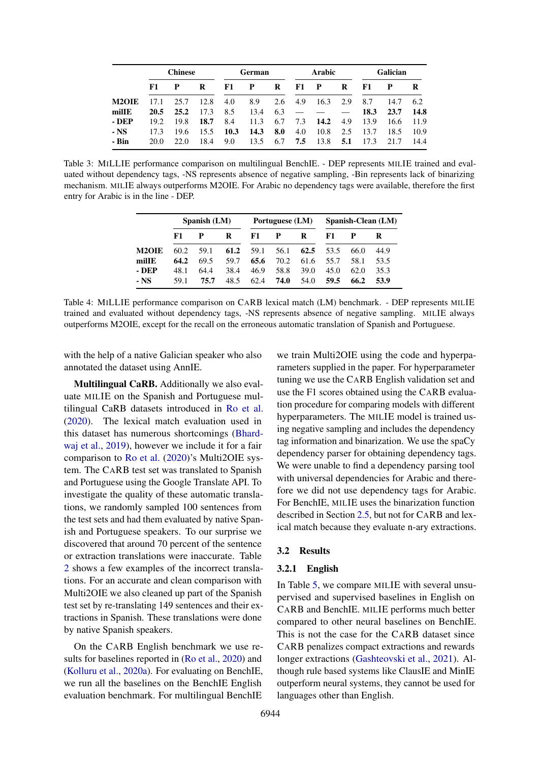| | Chinese | | | German | | | Arabic | | | Galician | | |
|---|---|---|---|---|---|---|---|---|---|---|---|---|
| | **F1** | **P** | **R** | **F1** | **P** | **R** | **F1** | **P** | **R** | **F1** | **P** | **R** |
| **M2OIE** | 17.1 | 25.7 | 12.8 | 4.0 | 8.9 | 2.6 | 4.9 | 16.3 | 2.9 | 8.7 | 14.7 | 6.2 |
| **milIE** | **20.5** | **25.2** | 17.3 | 8.5 | 13.4 | 6.3 | — | — | — | **18.3** | **23.7** | **14.8** |
| **- DEP** | 19.2 | 19.8 | **18.7** | 8.4 | 11.3 | 6.7 | 7.3 | **14.2** | 4.9 | 13.9 | 16.6 | 11.9 |
| **- NS** | 17.3 | 19.6 | 15.5 | **10.3** | **14.3** | **8.0** | 4.0 | 10.8 | 2.5 | 13.7 | 18.5 | 10.9 |
| **- Bin** | 20.0 | 22.0 | 18.4 | 9.0 | 13.5 | 6.7 | **7.5** | 13.8 | **5.1** | 17.3 | 21.7 | 14.4 |

Table 3: MILLIE performance comparison on multilingual BenchIE. - DEP represents MILIE trained and evaluated without dependency tags, -NS represents absence of negative sampling, -Bin represents lack of binarizing mechanism. MILIE always outperforms M2OIE. For Arabic no dependency tags were available, therefore the first entry for Arabic is in the line - DEP.

| | Spanish (LM) | | | Portuguese (LM) | | | Spanish-Clean (LM) | | |
|---|---|---|---|---|---|---|---|---|---|
| | **F1** | **P** | **R** | **F1** | **P** | **R** | **F1** | **P** | **R** |
| **M2OIE** | 60.2 | 59.1 | **61.2** | 59.1 | 56.1 | **62.5** | 53.5 | 66.0 | 44.9 |
| **milIE** | **64.2** | 69.5 | 59.7 | **65.6** | 70.2 | 61.6 | 55.7 | 58.1 | 53.5 |
| **- DEP** | 48.1 | 64.4 | 38.4 | 46.9 | 58.8 | 39.0 | 45.0 | 62.0 | 35.3 |
| **- NS** | 59.1 | **75.7** | 48.5 | 62.4 | **74.0** | 54.0 | **59.5** | **66.2** | **53.9** |

Table 4: MILLIE performance comparison on CARB lexical match (LM) benchmark. - DEP represents MILIE trained and evaluated without dependency tags, -NS represents absence of negative sampling. MILIE always outperforms M2OIE, except for the recall on the erroneous automatic translation of Spanish and Portuguese.

with the help of a native Galician speaker who also annotated the dataset using AnnIE.

**Multilingual CaRB.** Additionally we also evaluate MILIE on the Spanish and Portuguese multilingual CaRB datasets introduced in Ro et al. (2020). The lexical match evaluation used in this dataset has numerous shortcomings (Bhardwaj et al., 2019), however we include it for a fair comparison to Ro et al. (2020)'s Multi2OIE system. The CARB test set was translated to Spanish and Portuguese using the Google Translate API. To investigate the quality of these automatic translations, we randomly sampled 100 sentences from the test sets and had them evaluated by native Spanish and Portuguese speakers. To our surprise we discovered that around 70 percent of the sentence or extraction translations were inaccurate. Table 2 shows a few examples of the incorrect translations. For an accurate and clean comparison with Multi2OIE we also cleaned up part of the Spanish test set by re-translating 149 sentences and their extractions in Spanish. These translations were done by native Spanish speakers.

On the CARB English benchmark we use results for baselines reported in (Ro et al., 2020) and (Kolluru et al., 2020a). For evaluating on BenchIE, we run all the baselines on the BenchIE English evaluation benchmark. For multilingual BenchIE we train Multi2OIE using the code and hyperparameters supplied in the paper. For hyperparameter tuning we use the CARB English validation set and use the F1 scores obtained using the CARB evaluation procedure for comparing models with different hyperparameters. The MILIE model is trained using negative sampling and includes the dependency tag information and binarization. We use the spaCy dependency parser for obtaining dependency tags. We were unable to find a dependency parsing tool with universal dependencies for Arabic and therefore we did not use dependency tags for Arabic. For BenchIE, MILIE uses the binarization function described in Section 2.5, but not for CARB and lexical match because they evaluate n-ary extractions.

### 3.2 Results

#### 3.2.1 English

In Table 5, we compare MILIE with several unsupervised and supervised baselines in English on CARB and BenchIE. MILIE performs much better compared to other neural baselines on BenchIE. This is not the case for the CARB dataset since CARB penalizes compact extractions and rewards longer extractions (Gashteovski et al., 2021). Although rule based systems like ClausIE and MinIE outperform neural systems, they cannot be used for languages other than English.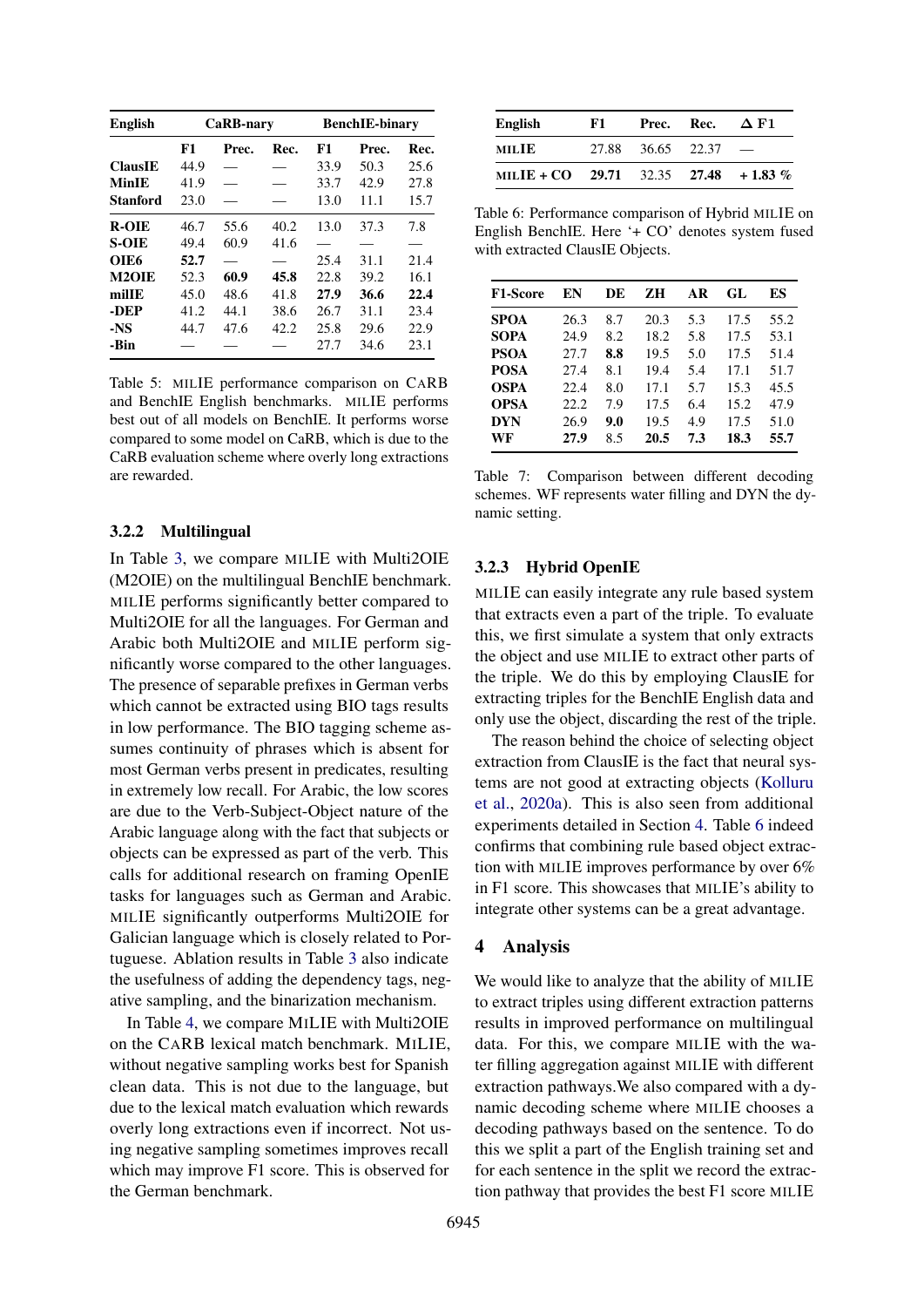| English | CaRB-nary | | | BenchIE-binary | | |
|---|---|---|---|---|---|---|
| | **F1** | **Prec.** | **Rec.** | **F1** | **Prec.** | **Rec.** |
| **ClausIE** | 44.9 | — | — | 33.9 | 50.3 | 25.6 |
| **MinIE** | 41.9 | — | — | 33.7 | 42.9 | 27.8 |
| **Stanford** | 23.0 | — | — | 13.0 | 11.1 | 15.7 |
| **R-OIE** | 46.7 | 55.6 | 40.2 | 13.0 | 37.3 | 7.8 |
| **S-OIE** | 49.4 | 60.9 | 41.6 | — | — | — |
| **OIE6** | **52.7** | — | — | 25.4 | 31.1 | 21.4 |
| **M2OIE** | 52.3 | **60.9** | **45.8** | 22.8 | 39.2 | 16.1 |
| **milIE** | 45.0 | 48.6 | 41.8 | **27.9** | **36.6** | **22.4** |
| **-DEP** | 41.2 | 44.1 | 38.6 | 26.7 | 31.1 | 23.4 |
| **-NS** | 44.7 | 47.6 | 42.2 | 25.8 | 29.6 | 22.9 |
| **-Bin** | — | — | — | 27.7 | 34.6 | 23.1 |

Table 5: MILIE performance comparison on CARB and BenchIE English benchmarks. MILIE performs best out of all models on BenchIE. It performs worse compared to some model on CaRB, which is due to the CaRB evaluation scheme where overly long extractions are rewarded.

### 3.2.2 Multilingual

In Table 3, we compare MILIE with Multi2OIE (M2OIE) on the multilingual BenchIE benchmark. MILIE performs significantly better compared to Multi2OIE for all the languages. For German and Arabic both Multi2OIE and MILIE perform significantly worse compared to the other languages. The presence of separable prefixes in German verbs which cannot be extracted using BIO tags results in low performance. The BIO tagging scheme assumes continuity of phrases which is absent for most German verbs present in predicates, resulting in extremely low recall. For Arabic, the low scores are due to the Verb-Subject-Object nature of the Arabic language along with the fact that subjects or objects can be expressed as part of the verb. This calls for additional research on framing OpenIE tasks for languages such as German and Arabic. MILIE significantly outperforms Multi2OIE for Galician language which is closely related to Portuguese. Ablation results in Table 3 also indicate the usefulness of adding the dependency tags, negative sampling, and the binarization mechanism.

In Table 4, we compare MILIE with Multi2OIE on the CARB lexical match benchmark. MILIE, without negative sampling works best for Spanish clean data. This is not due to the language, but due to the lexical match evaluation which rewards overly long extractions even if incorrect. Not using negative sampling sometimes improves recall which may improve F1 score. This is observed for the German benchmark.

| English | F1 | Prec. | Rec. | Δ F1 |
|---|---|---|---|---|
| MILIE | 27.88 | 36.65 | 22.37 | — |
| MILIE + CO | **29.71** | 32.35 | **27.48** | **+ 1.83 %** |

Table 6: Performance comparison of Hybrid MILIE on English BenchIE. Here '+ CO' denotes system fused with extracted ClausIE Objects.

| F1-Score | EN | DE | ZH | AR | GL | ES |
|---|---|---|---|---|---|---|
| **SPOA** | 26.3 | 8.7 | 20.3 | 5.3 | 17.5 | 55.2 |
| **SOPA** | 24.9 | 8.2 | 18.2 | 5.8 | 17.5 | 53.1 |
| **PSOA** | 27.7 | **8.8** | 19.5 | 5.0 | 17.5 | 51.4 |
| **POSA** | 27.4 | 8.1 | 19.4 | 5.4 | 17.1 | 51.7 |
| **OSPA** | 22.4 | 8.0 | 17.1 | 5.7 | 15.3 | 45.5 |
| **OPSA** | 22.2 | 7.9 | 17.5 | 6.4 | 15.2 | 47.9 |
| **DYN** | 26.9 | **9.0** | 19.5 | 4.9 | 17.5 | 51.0 |
| **WF** | **27.9** | 8.5 | **20.5** | **7.3** | **18.3** | **55.7** |

Table 7: Comparison between different decoding schemes. WF represents water filling and DYN the dynamic setting.

### 3.2.3 Hybrid OpenIE

MILIE can easily integrate any rule based system that extracts even a part of the triple. To evaluate this, we first simulate a system that only extracts the object and use MILIE to extract other parts of the triple. We do this by employing ClausIE for extracting triples for the BenchIE English data and only use the object, discarding the rest of the triple.

The reason behind the choice of selecting object extraction from ClausIE is the fact that neural systems are not good at extracting objects (Kolluru et al., 2020a). This is also seen from additional experiments detailed in Section 4. Table 6 indeed confirms that combining rule based object extraction with MILIE improves performance by over 6% in F1 score. This showcases that MILIE's ability to integrate other systems can be a great advantage.

## 4 Analysis

We would like to analyze that the ability of MILIE to extract triples using different extraction patterns results in improved performance on multilingual data. For this, we compare MILIE with the water filling aggregation against MILIE with different extraction pathways.We also compared with a dynamic decoding scheme where MILIE chooses a decoding pathways based on the sentence. To do this we split a part of the English training set and for each sentence in the split we record the extraction pathway that provides the best F1 score MILIE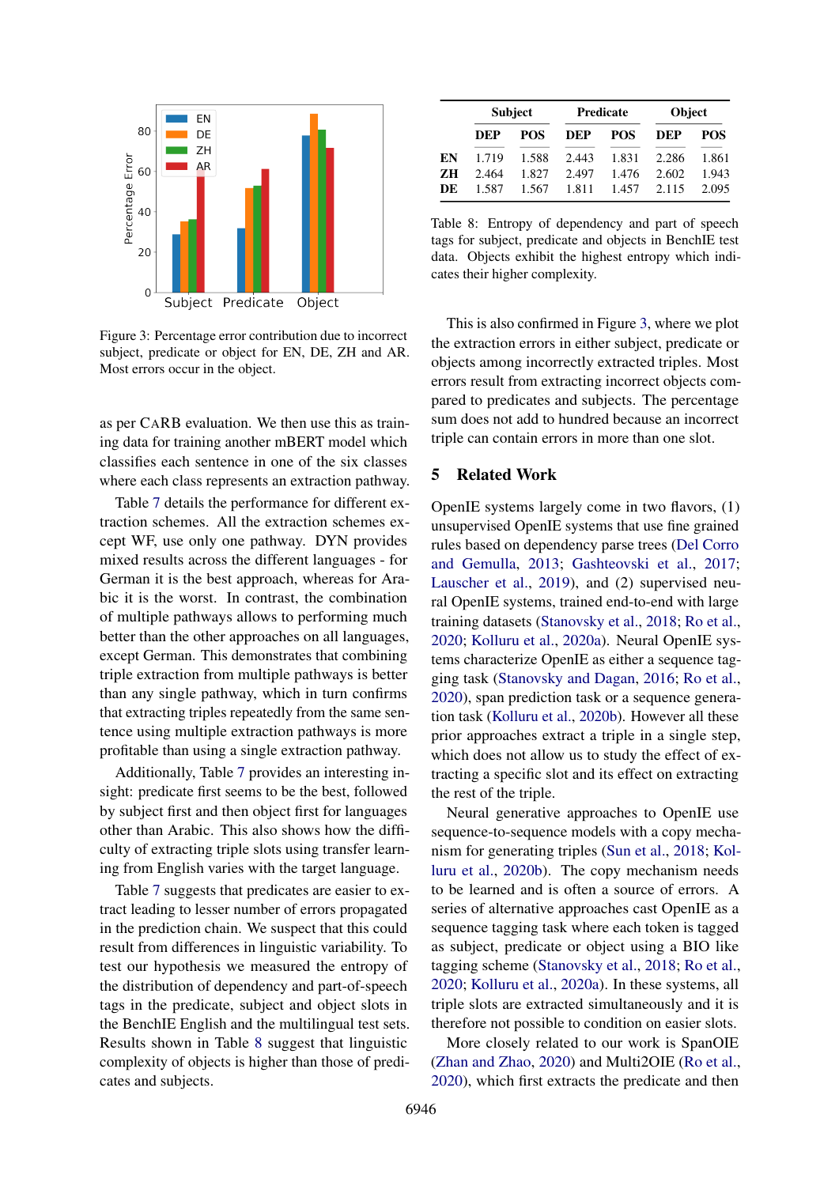Figure 3: Percentage error contribution due to incorrect subject, predicate or object for EN, DE, ZH and AR. Most errors occur in the object.

as per CaRB evaluation. We then use this as training data for training another mBERT model which classifies each sentence in one of the six classes where each class represents an extraction pathway.

Table 7 details the performance for different extraction schemes. All the extraction schemes except WF, use only one pathway. DYN provides mixed results across the different languages - for German it is the best approach, whereas for Arabic it is the worst. In contrast, the combination of multiple pathways allows to performing much better than the other approaches on all languages, except German. This demonstrates that combining triple extraction from multiple pathways is better than any single pathway, which in turn confirms that extracting triples repeatedly from the same sentence using multiple extraction pathways is more profitable than using a single extraction pathway.

Additionally, Table 7 provides an interesting insight: predicate first seems to be the best, followed by subject first and then object first for languages other than Arabic. This also shows how the difficulty of extracting triple slots using transfer learning from English varies with the target language.

Table 7 suggests that predicates are easier to extract leading to lesser number of errors propagated in the prediction chain. We suspect that this could result from differences in linguistic variability. To test our hypothesis we measured the entropy of the distribution of dependency and part-of-speech tags in the predicate, subject and object slots in the BenchIE English and the multilingual test sets. Results shown in Table 8 suggest that linguistic complexity of objects is higher than those of predicates and subjects.

| | Subject | | Predicate | | Object | |
|---|---|---|---|---|---|---|
| | **DEP** | **POS** | **DEP** | **POS** | **DEP** | **POS** |
| **EN** | 1.719 | 1.588 | 2.443 | 1.831 | 2.286 | 1.861 |
| **ZH** | 2.464 | 1.827 | 2.497 | 1.476 | 2.602 | 1.943 |
| **DE** | 1.587 | 1.567 | 1.811 | 1.457 | 2.115 | 2.095 |

Table 8: Entropy of dependency and part of speech tags for subject, predicate and objects in BenchIE test data. Objects exhibit the highest entropy which indicates their higher complexity.

This is also confirmed in Figure 3, where we plot the extraction errors in either subject, predicate or objects among incorrectly extracted triples. Most errors result from extracting incorrect objects compared to predicates and subjects. The percentage sum does not add to hundred because an incorrect triple can contain errors in more than one slot.

## 5 Related Work

OpenIE systems largely come in two flavors, (1) unsupervised OpenIE systems that use fine grained rules based on dependency parse trees (Del Corro and Gemulla, 2013; Gashteovski et al., 2017; Lauscher et al., 2019), and (2) supervised neural OpenIE systems, trained end-to-end with large training datasets (Stanovsky et al., 2018; Ro et al., 2020; Kolluru et al., 2020a). Neural OpenIE systems characterize OpenIE as either a sequence tagging task (Stanovsky and Dagan, 2016; Ro et al., 2020), span prediction task or a sequence generation task (Kolluru et al., 2020b). However all these prior approaches extract a triple in a single step, which does not allow us to study the effect of extracting a specific slot and its effect on extracting the rest of the triple.

Neural generative approaches to OpenIE use sequence-to-sequence models with a copy mechanism for generating triples (Sun et al., 2018; Kolluru et al., 2020b). The copy mechanism needs to be learned and is often a source of errors. A series of alternative approaches cast OpenIE as a sequence tagging task where each token is tagged as subject, predicate or object using a BIO like tagging scheme (Stanovsky et al., 2018; Ro et al., 2020; Kolluru et al., 2020a). In these systems, all triple slots are extracted simultaneously and it is therefore not possible to condition on easier slots.

More closely related to our work is SpanOIE (Zhan and Zhao, 2020) and Multi2OIE (Ro et al., 2020), which first extracts the predicate and then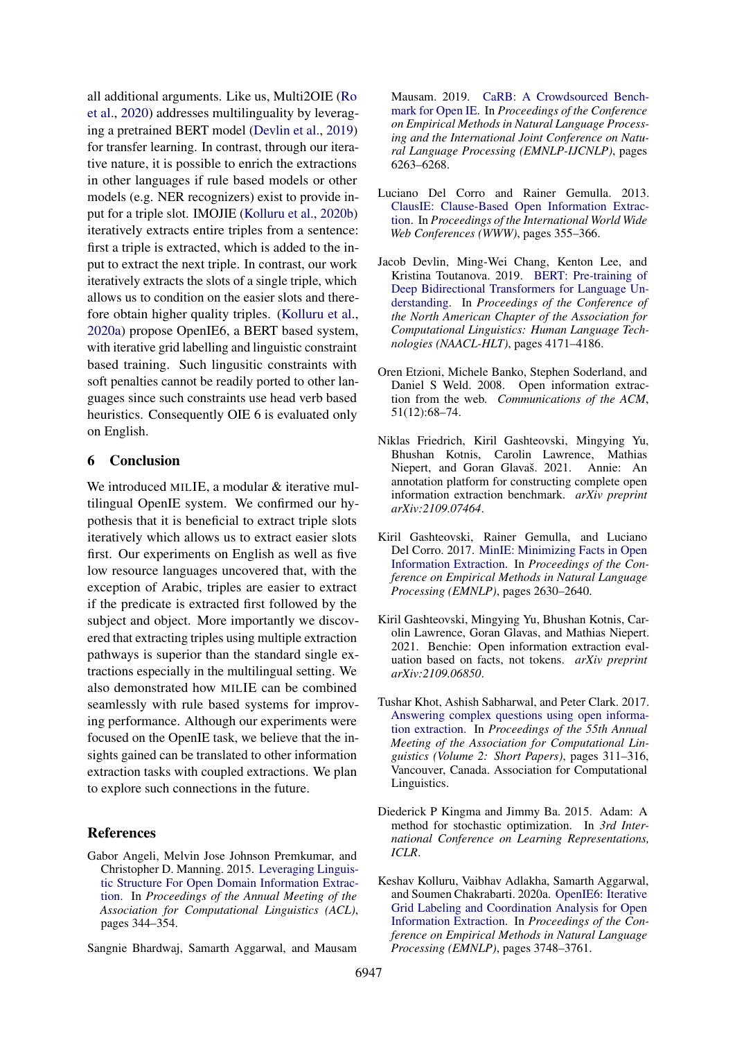all additional arguments. Like us, Multi2OIE (Ro et al., 2020) addresses multilinguality by leveraging a pretrained BERT model (Devlin et al., 2019) for transfer learning. In contrast, through our iterative nature, it is possible to enrich the extractions in other languages if rule based models or other models (e.g. NER recognizers) exist to provide input for a triple slot. IMOJIE (Kolluru et al., 2020b) iteratively extracts entire triples from a sentence: first a triple is extracted, which is added to the input to extract the next triple. In contrast, our work iteratively extracts the slots of a single triple, which allows us to condition on the easier slots and therefore obtain higher quality triples. (Kolluru et al., 2020a) propose OpenIE6, a BERT based system, with iterative grid labelling and linguistic constraint based training. Such lingusitic constraints with soft penalties cannot be readily ported to other languages since such constraints use head verb based heuristics. Consequently OIE 6 is evaluated only on English.

## 6 Conclusion

We introduced MILIE, a modular & iterative multilingual OpenIE system. We confirmed our hypothesis that it is beneficial to extract triple slots iteratively which allows us to extract easier slots first. Our experiments on English as well as five low resource languages uncovered that, with the exception of Arabic, triples are easier to extract if the predicate is extracted first followed by the subject and object. More importantly we discovered that extracting triples using multiple extraction pathways is superior than the standard single extractions especially in the multilingual setting. We also demonstrated how MILIE can be combined seamlessly with rule based systems for improving performance. Although our experiments were focused on the OpenIE task, we believe that the insights gained can be translated to other information extraction tasks with coupled extractions. We plan to explore such connections in the future.

## References

Gabor Angeli, Melvin Jose Johnson Premkumar, and Christopher D. Manning. 2015. Leveraging Linguistic Structure For Open Domain Information Extraction. In *Proceedings of the Annual Meeting of the Association for Computational Linguistics (ACL)*, pages 344–354.

Sangnie Bhardwaj, Samarth Aggarwal, and Mausam Mausam. 2019. CaRB: A Crowdsourced Benchmark for Open IE. In *Proceedings of the Conference on Empirical Methods in Natural Language Processing and the International Joint Conference on Natural Language Processing (EMNLP-IJCNLP)*, pages 6263–6268.

Luciano Del Corro and Rainer Gemulla. 2013. ClausIE: Clause-Based Open Information Extraction. In *Proceedings of the International World Wide Web Conferences (WWW)*, pages 355–366.

Jacob Devlin, Ming-Wei Chang, Kenton Lee, and Kristina Toutanova. 2019. BERT: Pre-training of Deep Bidirectional Transformers for Language Understanding. In *Proceedings of the Conference of the North American Chapter of the Association for Computational Linguistics: Human Language Technologies (NAACL-HLT)*, pages 4171–4186.

Oren Etzioni, Michele Banko, Stephen Soderland, and Daniel S Weld. 2008. Open information extraction from the web. *Communications of the ACM*, 51(12):68–74.

Niklas Friedrich, Kiril Gashteovski, Mingying Yu, Bhushan Kotnis, Carolin Lawrence, Mathias Niepert, and Goran Glavaš. 2021. Annie: An annotation platform for constructing complete open information extraction benchmark. *arXiv preprint arXiv:2109.07464*.

Kiril Gashteovski, Rainer Gemulla, and Luciano Del Corro. 2017. MinIE: Minimizing Facts in Open Information Extraction. In *Proceedings of the Conference on Empirical Methods in Natural Language Processing (EMNLP)*, pages 2630–2640.

Kiril Gashteovski, Mingying Yu, Bhushan Kotnis, Carolin Lawrence, Goran Glavas, and Mathias Niepert. 2021. Benchie: Open information extraction evaluation based on facts, not tokens. *arXiv preprint arXiv:2109.06850*.

Tushar Khot, Ashish Sabharwal, and Peter Clark. 2017. Answering complex questions using open information extraction. In *Proceedings of the 55th Annual Meeting of the Association for Computational Linguistics (Volume 2: Short Papers)*, pages 311–316, Vancouver, Canada. Association for Computational Linguistics.

Diederick P Kingma and Jimmy Ba. 2015. Adam: A method for stochastic optimization. In *3rd International Conference on Learning Representations, ICLR*.

Keshav Kolluru, Vaibhav Adlakha, Samarth Aggarwal, and Soumen Chakrabarti. 2020a. OpenIE6: Iterative Grid Labeling and Coordination Analysis for Open Information Extraction. In *Proceedings of the Conference on Empirical Methods in Natural Language Processing (EMNLP)*, pages 3748–3761.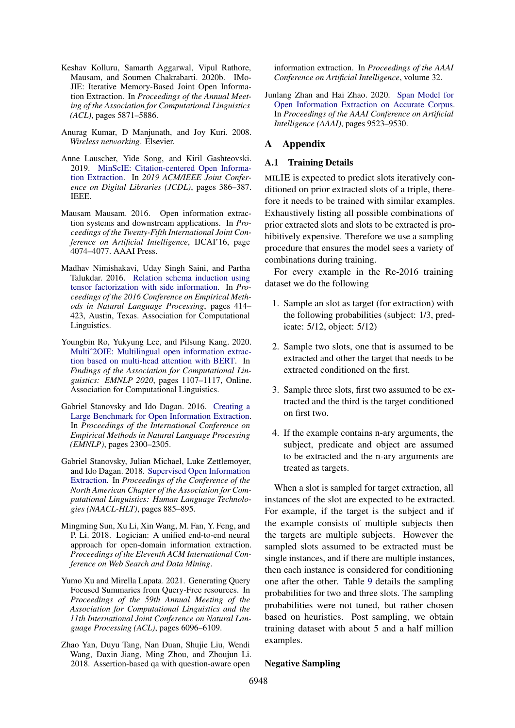Keshav Kolluru, Samarth Aggarwal, Vipul Rathore, Mausam, and Soumen Chakrabarti. 2020b. IMoJIE: Iterative Memory-Based Joint Open Information Extraction. In *Proceedings of the Annual Meeting of the Association for Computational Linguistics (ACL)*, pages 5871–5886.

Anurag Kumar, D Manjunath, and Joy Kuri. 2008. *Wireless networking*. Elsevier.

Anne Lauscher, Yide Song, and Kiril Gashteovski. 2019. MinScIE: Citation-centered Open Information Extraction. In *2019 ACM/IEEE Joint Conference on Digital Libraries (JCDL)*, pages 386–387. IEEE.

Mausam Mausam. 2016. Open information extraction systems and downstream applications. In *Proceedings of the Twenty-Fifth International Joint Conference on Artificial Intelligence*, IJCAI'16, page 4074–4077. AAAI Press.

Madhav Nimishakavi, Uday Singh Saini, and Partha Talukdar. 2016. Relation schema induction using tensor factorization with side information. In *Proceedings of the 2016 Conference on Empirical Methods in Natural Language Processing*, pages 414–423, Austin, Texas. Association for Computational Linguistics.

Youngbin Ro, Yukyung Lee, and Pilsung Kang. 2020. Multiˆ2OIE: Multilingual open information extraction based on multi-head attention with BERT. In *Findings of the Association for Computational Linguistics: EMNLP 2020*, pages 1107–1117, Online. Association for Computational Linguistics.

Gabriel Stanovsky and Ido Dagan. 2016. Creating a Large Benchmark for Open Information Extraction. In *Proceedings of the International Conference on Empirical Methods in Natural Language Processing (EMNLP)*, pages 2300–2305.

Gabriel Stanovsky, Julian Michael, Luke Zettlemoyer, and Ido Dagan. 2018. Supervised Open Information Extraction. In *Proceedings of the Conference of the North American Chapter of the Association for Computational Linguistics: Human Language Technologies (NAACL-HLT)*, pages 885–895.

Mingming Sun, Xu Li, Xin Wang, M. Fan, Y. Feng, and P. Li. 2018. Logician: A unified end-to-end neural approach for open-domain information extraction. *Proceedings of the Eleventh ACM International Conference on Web Search and Data Mining*.

Yumo Xu and Mirella Lapata. 2021. Generating Query Focused Summaries from Query-Free resources. In *Proceedings of the 59th Annual Meeting of the Association for Computational Linguistics and the 11th International Joint Conference on Natural Language Processing (ACL)*, pages 6096–6109.

Zhao Yan, Duyu Tang, Nan Duan, Shujie Liu, Wendi Wang, Daxin Jiang, Ming Zhou, and Zhoujun Li. 2018. Assertion-based qa with question-aware open information extraction. In *Proceedings of the AAAI Conference on Artificial Intelligence*, volume 32.

Junlang Zhan and Hai Zhao. 2020. Span Model for Open Information Extraction on Accurate Corpus. In *Proceedings of the AAAI Conference on Artificial Intelligence (AAAI)*, pages 9523–9530.

# A Appendix

## A.1 Training Details

MILIE is expected to predict slots iteratively conditioned on prior extracted slots of a triple, therefore it needs to be trained with similar examples. Exhaustively listing all possible combinations of prior extracted slots and slots to be extracted is prohibitively expensive. Therefore we use a sampling procedure that ensures the model sees a variety of combinations during training.

For every example in the Re-2016 training dataset we do the following

1. Sample an slot as target (for extraction) with the following probabilities (subject: 1/3, predicate: 5/12, object: 5/12)
2. Sample two slots, one that is assumed to be extracted and other the target that needs to be extracted conditioned on the first.
3. Sample three slots, first two assumed to be extracted and the third is the target conditioned on first two.
4. If the example contains n-ary arguments, the subject, predicate and object are assumed to be extracted and the n-ary arguments are treated as targets.

When a slot is sampled for target extraction, all instances of the slot are expected to be extracted. For example, if the target is the subject and if the example consists of multiple subjects then the targets are multiple subjects. However the sampled slots assumed to be extracted must be single instances, and if there are multiple instances, then each instance is considered for conditioning one after the other. Table 9 details the sampling probabilities for two and three slots. The sampling probabilities were not tuned, but rather chosen based on heuristics. Post sampling, we obtain training dataset with about 5 and a half million examples.

### Negative Sampling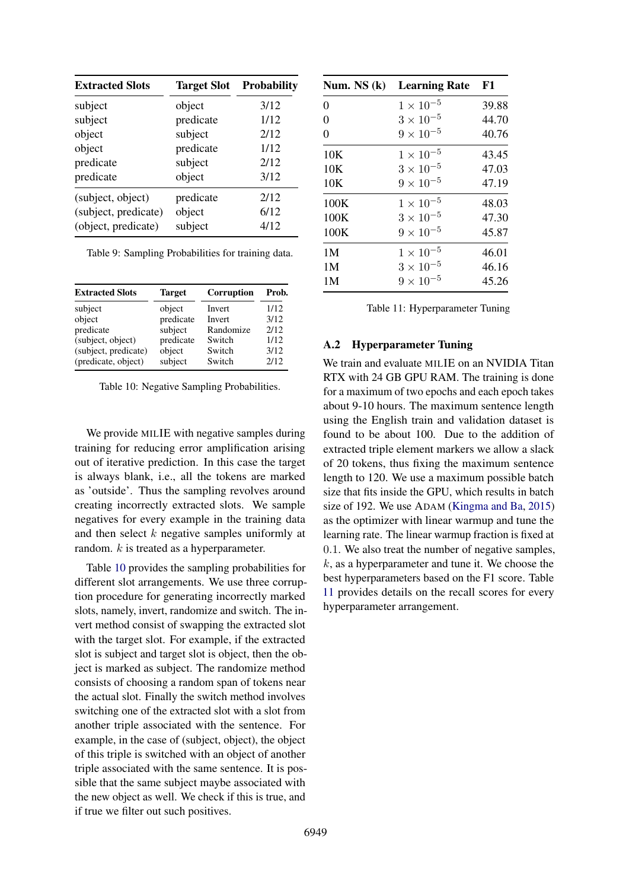| Extracted Slots | Target Slot | Probability |
|---|---|---|
| subject | object | 3/12 |
| subject | predicate | 1/12 |
| object | subject | 2/12 |
| object | predicate | 1/12 |
| predicate | subject | 2/12 |
| predicate | object | 3/12 |
| (subject, object) | predicate | 2/12 |
| (subject, predicate) | object | 6/12 |
| (object, predicate) | subject | 4/12 |

Table 9: Sampling Probabilities for training data.

| Extracted Slots | Target | Corruption | Prob. |
|---|---|---|---|
| subject | object | Invert | 1/12 |
| object | predicate | Invert | 3/12 |
| predicate | subject | Randomize | 2/12 |
| (subject, object) | predicate | Switch | 1/12 |
| (subject, predicate) | object | Switch | 3/12 |
| (predicate, object) | subject | Switch | 2/12 |

Table 10: Negative Sampling Probabilities.

We provide MILIE with negative samples during training for reducing error amplification arising out of iterative prediction. In this case the target is always blank, i.e., all the tokens are marked as 'outside'. Thus the sampling revolves around creating incorrectly extracted slots. We sample negatives for every example in the training data and then select $k$ negative samples uniformly at random. $k$ is treated as a hyperparameter.

Table 10 provides the sampling probabilities for different slot arrangements. We use three corruption procedure for generating incorrectly marked slots, namely, invert, randomize and switch. The invert method consist of swapping the extracted slot with the target slot. For example, if the extracted slot is subject and target slot is object, then the object is marked as subject. The randomize method consists of choosing a random span of tokens near the actual slot. Finally the switch method involves switching one of the extracted slot with a slot from another triple associated with the sentence. For example, in the case of (subject, object), the object of this triple is switched with an object of another triple associated with the same sentence. It is possible that the same subject maybe associated with the new object as well. We check if this is true, and if true we filter out such positives.

| Num. NS (k) | Learning Rate | F1 |
|---|---|---|
| 0 | $1 \times 10^{-5}$ | 39.88 |
| 0 | $3 \times 10^{-5}$ | 44.70 |
| 0 | $9 \times 10^{-5}$ | 40.76 |
| 10K | $1 \times 10^{-5}$ | 43.45 |
| 10K | $3 \times 10^{-5}$ | 47.03 |
| 10K | $9 \times 10^{-5}$ | 47.19 |
| 100K | $1 \times 10^{-5}$ | 48.03 |
| 100K | $3 \times 10^{-5}$ | 47.30 |
| 100K | $9 \times 10^{-5}$ | 45.87 |
| 1M | $1 \times 10^{-5}$ | 46.01 |
| 1M | $3 \times 10^{-5}$ | 46.16 |
| 1M | $9 \times 10^{-5}$ | 45.26 |

Table 11: Hyperparameter Tuning

## A.2 Hyperparameter Tuning

We train and evaluate MILIE on an NVIDIA Titan RTX with 24 GB GPU RAM. The training is done for a maximum of two epochs and each epoch takes about 9-10 hours. The maximum sentence length using the English train and validation dataset is found to be about 100. Due to the addition of extracted triple element markers we allow a slack of 20 tokens, thus fixing the maximum sentence length to 120. We use a maximum possible batch size that fits inside the GPU, which results in batch size of 192. We use ADAM (Kingma and Ba, 2015) as the optimizer with linear warmup and tune the learning rate. The linear warmup fraction is fixed at 0.1. We also treat the number of negative samples, $k$, as a hyperparameter and tune it. We choose the best hyperparameters based on the F1 score. Table 11 provides details on the recall scores for every hyperparameter arrangement.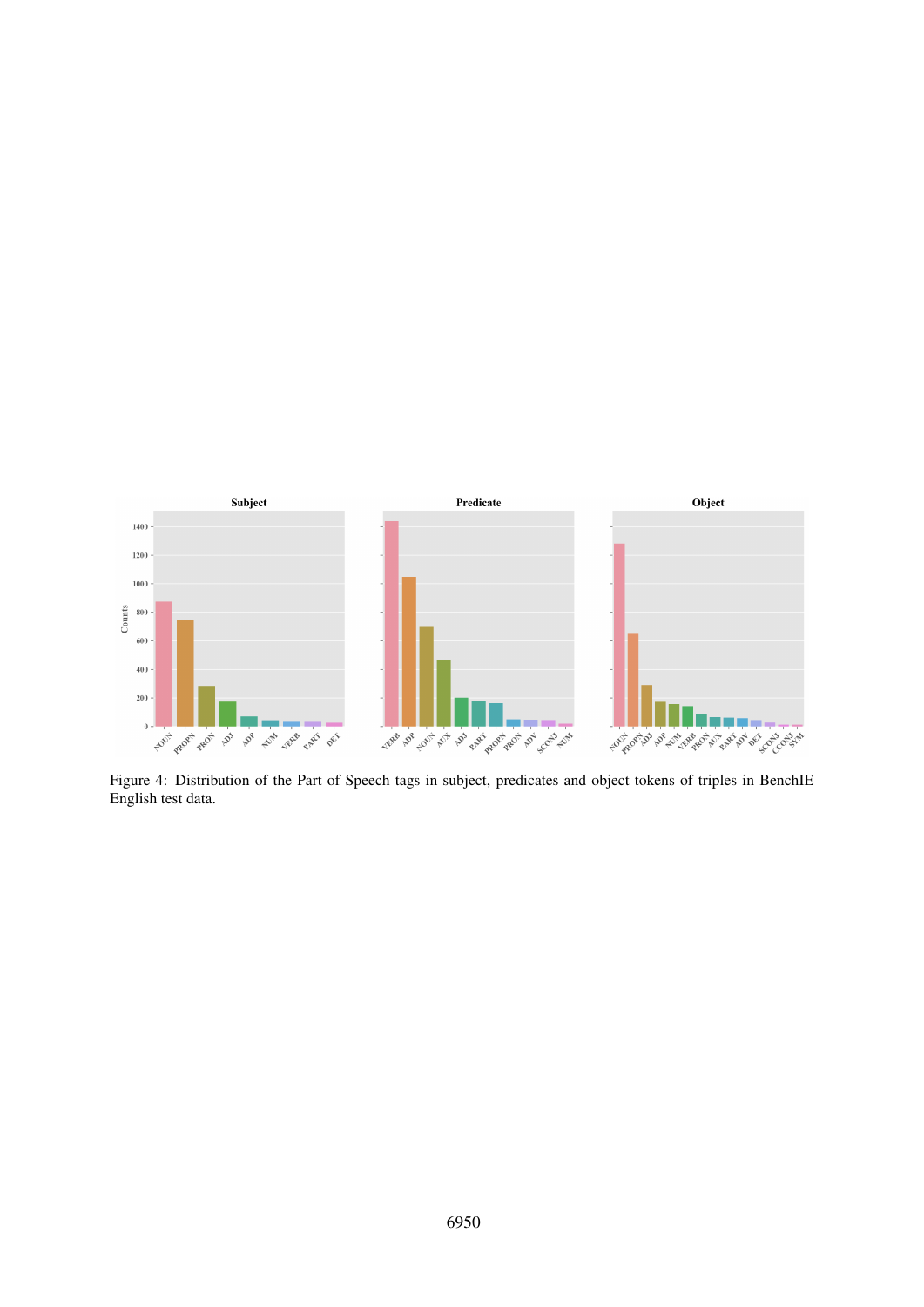Subject

Predicate

Object

Counts

1400
1200
1000
800
600
400
200
0

NOUN PROPN PRON ADJ ADP NUM VERB PART DET

VERB ADP NOUN AUX ADJ PART PROPN PRON ADV SCONJ NUM

NOUN PROPN ADJ ADP NUM VERB PRON AUX PART ADV DET SCONJ CCONJ SYM

Figure 4: Distribution of the Part of Speech tags in subject, predicates and object tokens of triples in BenchIE English test data.